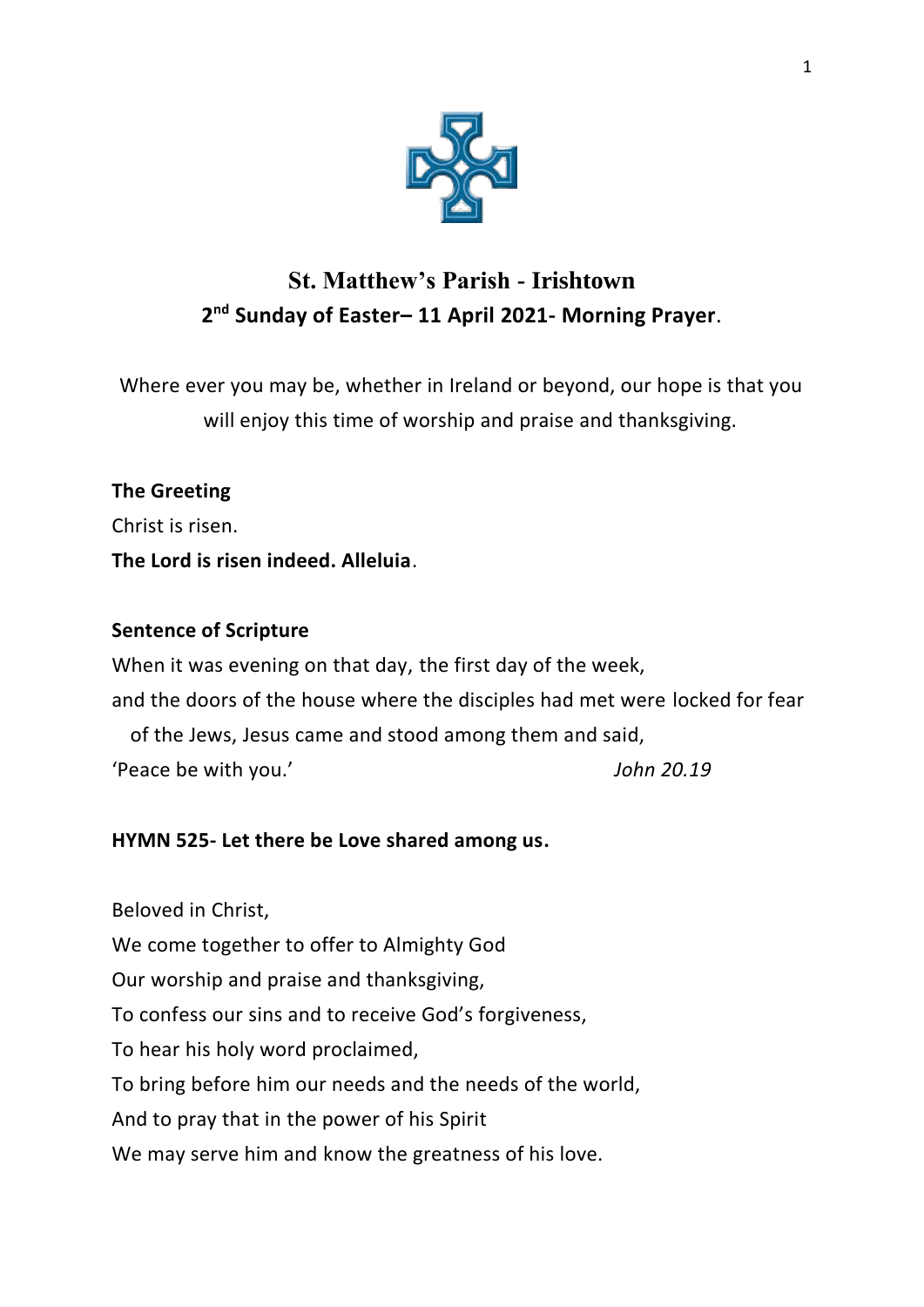# St. Matthew's Parish - Irishtown

## 2nd Sunday of Easter– 11 April 2021- Morning Prayer.

Where ever you may be, whether in Ireland or beyond, our hope is that you will enjoy this time of worship and praise and thanksgiving.

**The Greeting**

Christ is risen.

**The Lord is risen indeed. Alleluia**.

**Sentence of Scripture**

When it was evening on that day, the first day of the week,
and the doors of the house where the disciples had met were locked for fear of the Jews, Jesus came and stood among them and said,
'Peace be with you.' *John 20.19*

**HYMN 525- Let there be Love shared among us.**

Beloved in Christ,
We come together to offer to Almighty God
Our worship and praise and thanksgiving,
To confess our sins and to receive God's forgiveness,
To hear his holy word proclaimed,
To bring before him our needs and the needs of the world,
And to pray that in the power of his Spirit
We may serve him and know the greatness of his love.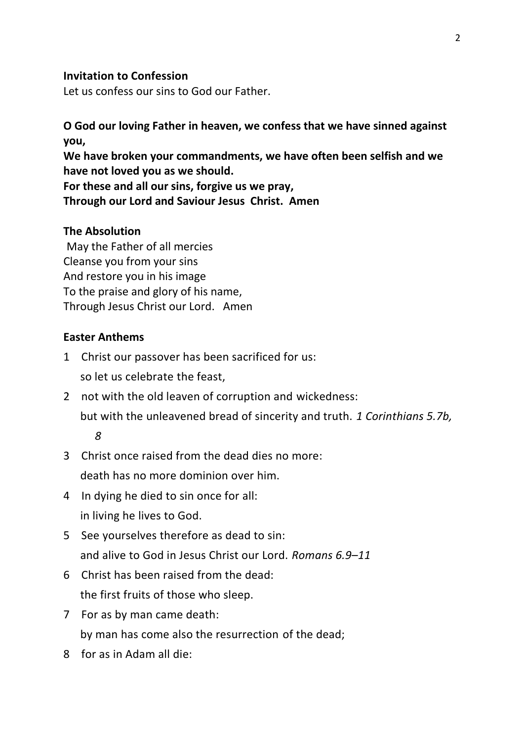**Invitation to Confession**

Let us confess our sins to God our Father.

**O God our loving Father in heaven, we confess that we have sinned against you,**
**We have broken your commandments, we have often been selfish and we have not loved you as we should.**
**For these and all our sins, forgive us we pray,**
**Through our Lord and Saviour Jesus Christ. Amen**

**The Absolution**

May the Father of all mercies
Cleanse you from your sins
And restore you in his image
To the praise and glory of his name,
Through Jesus Christ our Lord. Amen

**Easter Anthems**

1 Christ our passover has been sacrificed for us:
so let us celebrate the feast,

2 not with the old leaven of corruption and wickedness:
but with the unleavened bread of sincerity and truth. *1 Corinthians 5.7b, 8*

3 Christ once raised from the dead dies no more:
death has no more dominion over him.

4 In dying he died to sin once for all:
in living he lives to God.

5 See yourselves therefore as dead to sin:
and alive to God in Jesus Christ our Lord. *Romans 6.9–11*

6 Christ has been raised from the dead:
the first fruits of those who sleep.

7 For as by man came death:
by man has come also the resurrection of the dead;

8 for as in Adam all die: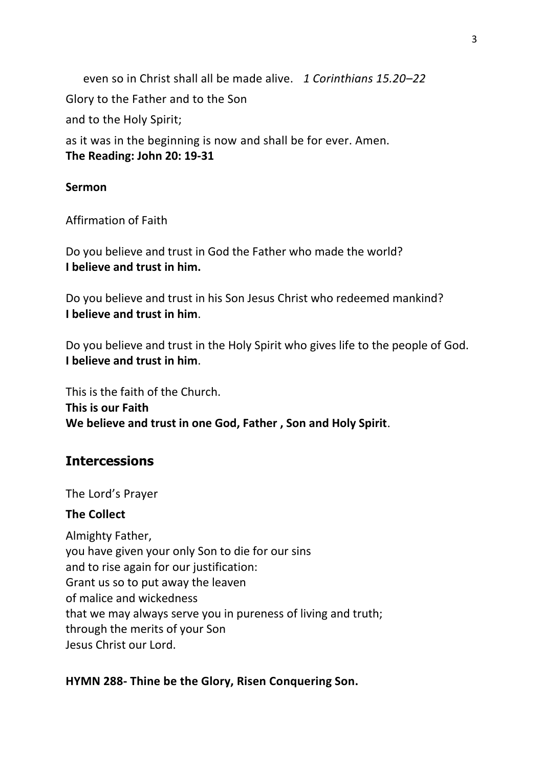even so in Christ shall all be made alive. *1 Corinthians 15.20–22*

Glory to the Father and to the Son

and to the Holy Spirit;

as it was in the beginning is now and shall be for ever. Amen.
**The Reading: John 20: 19-31**

**Sermon**

Affirmation of Faith

Do you believe and trust in God the Father who made the world?
**I believe and trust in him.**

Do you believe and trust in his Son Jesus Christ who redeemed mankind?
**I believe and trust in him**.

Do you believe and trust in the Holy Spirit who gives life to the people of God.
**I believe and trust in him**.

This is the faith of the Church.
**This is our Faith**
**We believe and trust in one God, Father , Son and Holy Spirit**.

## Intercessions

The Lord's Prayer

**The Collect**

Almighty Father,
you have given your only Son to die for our sins
and to rise again for our justification:
Grant us so to put away the leaven
of malice and wickedness
that we may always serve you in pureness of living and truth;
through the merits of your Son
Jesus Christ our Lord.

**HYMN 288- Thine be the Glory, Risen Conquering Son.**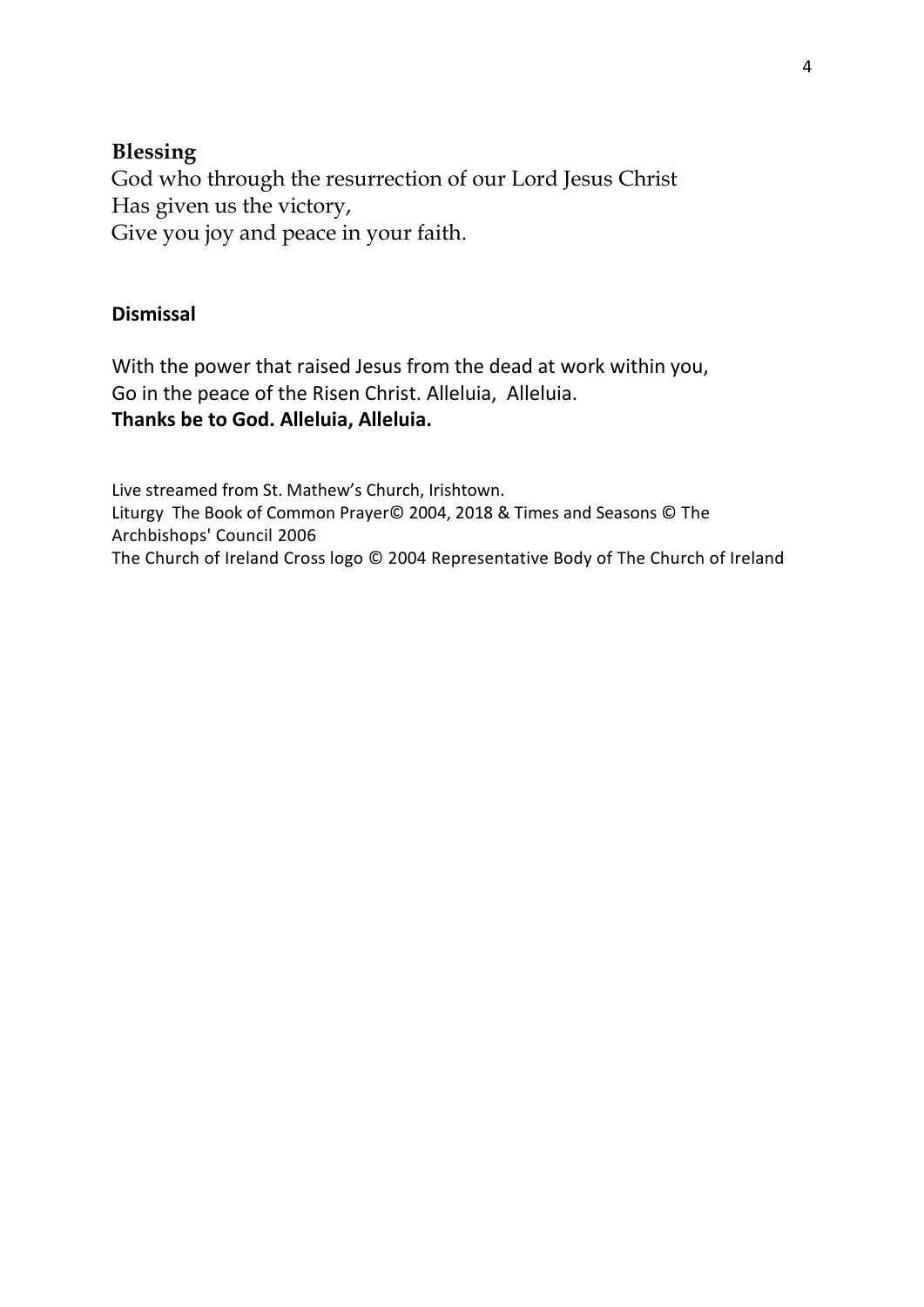## Blessing

God who through the resurrection of our Lord Jesus Christ
Has given us the victory,
Give you joy and peace in your faith.

## Dismissal

With the power that raised Jesus from the dead at work within you,
Go in the peace of the Risen Christ. Alleluia, Alleluia.
**Thanks be to God. Alleluia, Alleluia.**

Live streamed from St. Mathew's Church, Irishtown.
Liturgy The Book of Common Prayer© 2004, 2018 & Times and Seasons © The Archbishops' Council 2006
The Church of Ireland Cross logo © 2004 Representative Body of The Church of Ireland